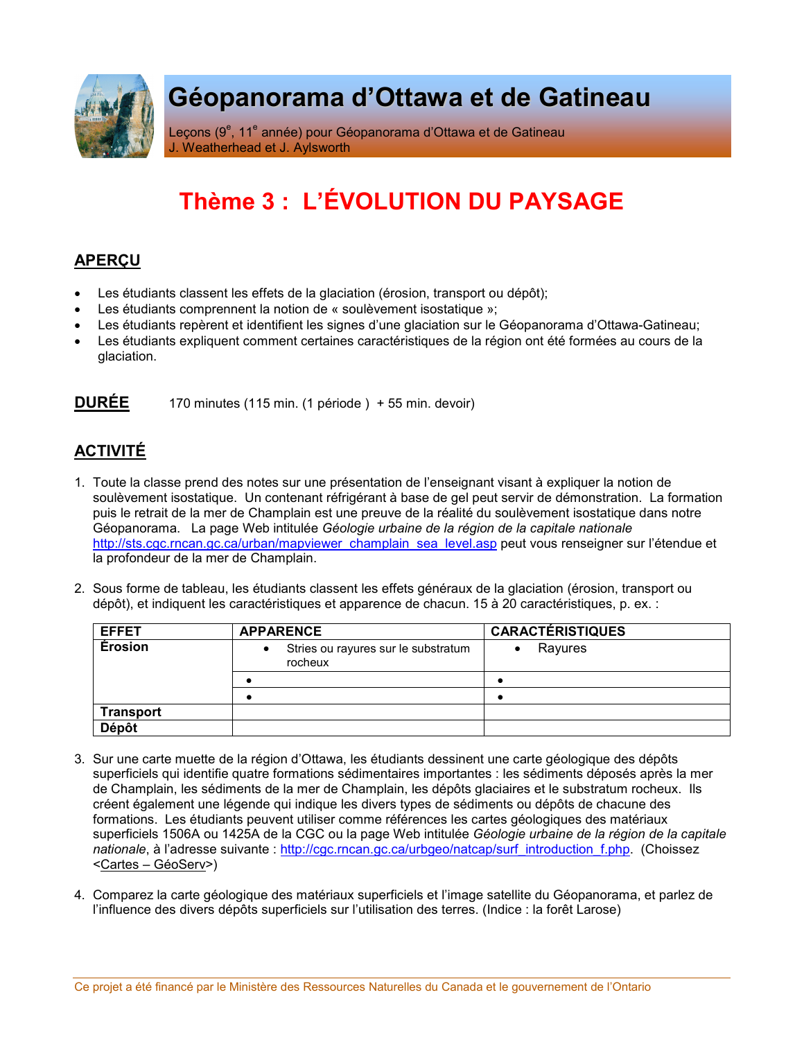# Géopanorama d'Ottawa et de Gatineau

Leçons (9e, 11e année) pour Géopanorama d'Ottawa et de Gatineau
J. Weatherhead et J. Aylsworth

## Thème 3 : L'ÉVOLUTION DU PAYSAGE

### APERÇU

- Les étudiants classent les effets de la glaciation (érosion, transport ou dépôt);
- Les étudiants comprennent la notion de « soulèvement isostatique »;
- Les étudiants repèrent et identifient les signes d'une glaciation sur le Géopanorama d'Ottawa-Gatineau;
- Les étudiants expliquent comment certaines caractéristiques de la région ont été formées au cours de la glaciation.

### DURÉE

170 minutes (115 min. (1 période ) + 55 min. devoir)

### ACTIVITÉ

1. Toute la classe prend des notes sur une présentation de l'enseignant visant à expliquer la notion de soulèvement isostatique. Un contenant réfrigérant à base de gel peut servir de démonstration. La formation puis le retrait de la mer de Champlain est une preuve de la réalité du soulèvement isostatique dans notre Géopanorama. La page Web intitulée *Géologie urbaine de la région de la capitale nationale* http://sts.cgc.rncan.gc.ca/urban/mapviewer_champlain_sea_level.asp peut vous renseigner sur l'étendue et la profondeur de la mer de Champlain.

2. Sous forme de tableau, les étudiants classent les effets généraux de la glaciation (érosion, transport ou dépôt), et indiquent les caractéristiques et apparence de chacun. 15 à 20 caractéristiques, p. ex. :

| EFFET | APPARENCE | CARACTÉRISTIQUES |
|---|---|---|
| **Érosion** | • Stries ou rayures sur le substratum rocheux | • Rayures |
| | • | • |
| | • | • |
| **Transport** | | |
| **Dépôt** | | |

3. Sur une carte muette de la région d'Ottawa, les étudiants dessinent une carte géologique des dépôts superficiels qui identifie quatre formations sédimentaires importantes : les sédiments déposés après la mer de Champlain, les sédiments de la mer de Champlain, les dépôts glaciaires et le substratum rocheux. Ils créent également une légende qui indique les divers types de sédiments ou dépôts de chacune des formations. Les étudiants peuvent utiliser comme références les cartes géologiques des matériaux superficiels 1506A ou 1425A de la CGC ou la page Web intitulée *Géologie urbaine de la région de la capitale nationale*, à l'adresse suivante : http://cgc.rncan.gc.ca/urbgeo/natcap/surf_introduction_f.php. (Choissez <Cartes – GéoServ>)

4. Comparez la carte géologique des matériaux superficiels et l'image satellite du Géopanorama, et parlez de l'influence des divers dépôts superficiels sur l'utilisation des terres. (Indice : la forêt Larose)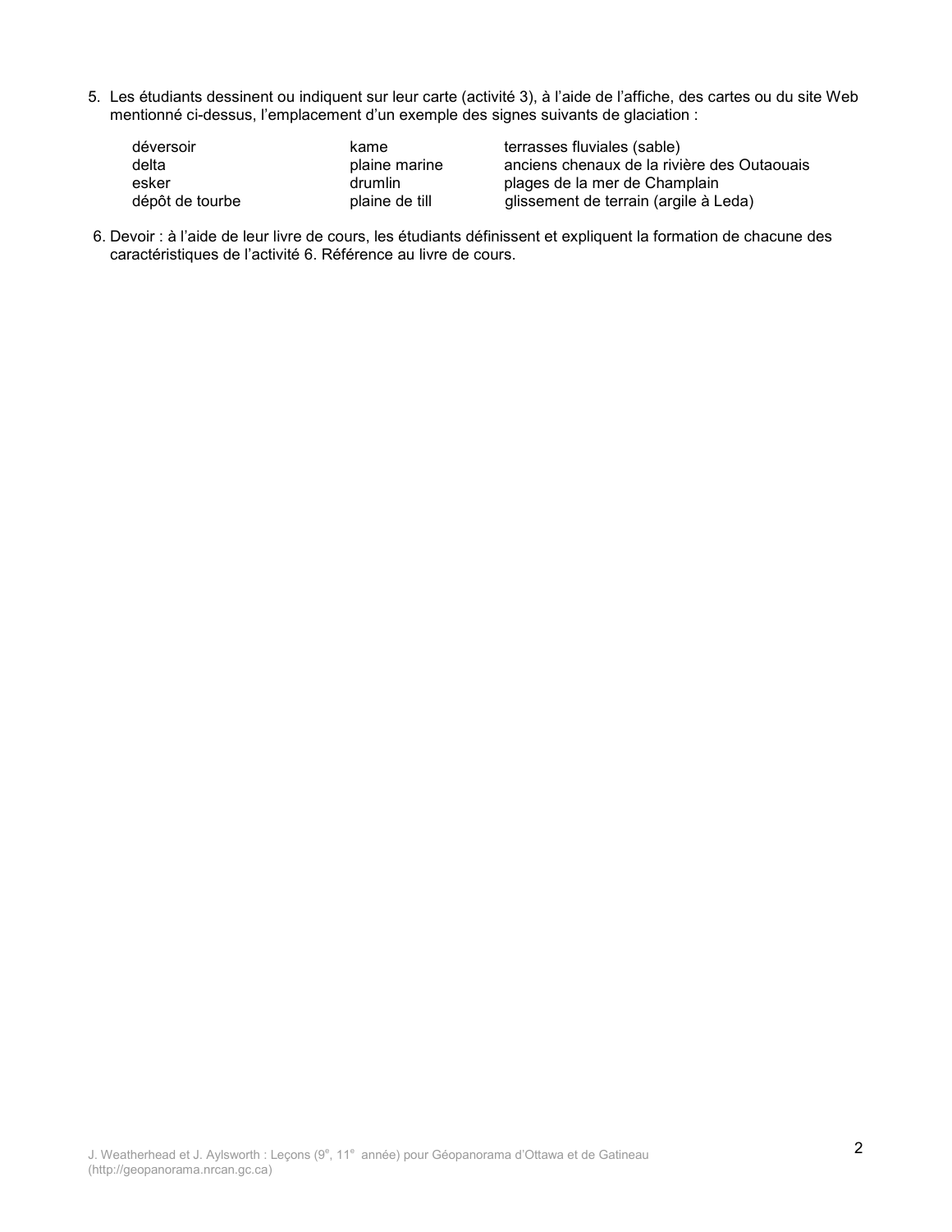5. Les étudiants dessinent ou indiquent sur leur carte (activité 3), à l'aide de l'affiche, des cartes ou du site Web mentionné ci-dessus, l'emplacement d'un exemple des signes suivants de glaciation :

| | | |
|---|---|---|
| déversoir | kame | terrasses fluviales (sable) |
| delta | plaine marine | anciens chenaux de la rivière des Outaouais |
| esker | drumlin | plages de la mer de Champlain |
| dépôt de tourbe | plaine de till | glissement de terrain (argile à Leda) |

6. Devoir : à l'aide de leur livre de cours, les étudiants définissent et expliquent la formation de chacune des caractéristiques de l'activité 6. Référence au livre de cours.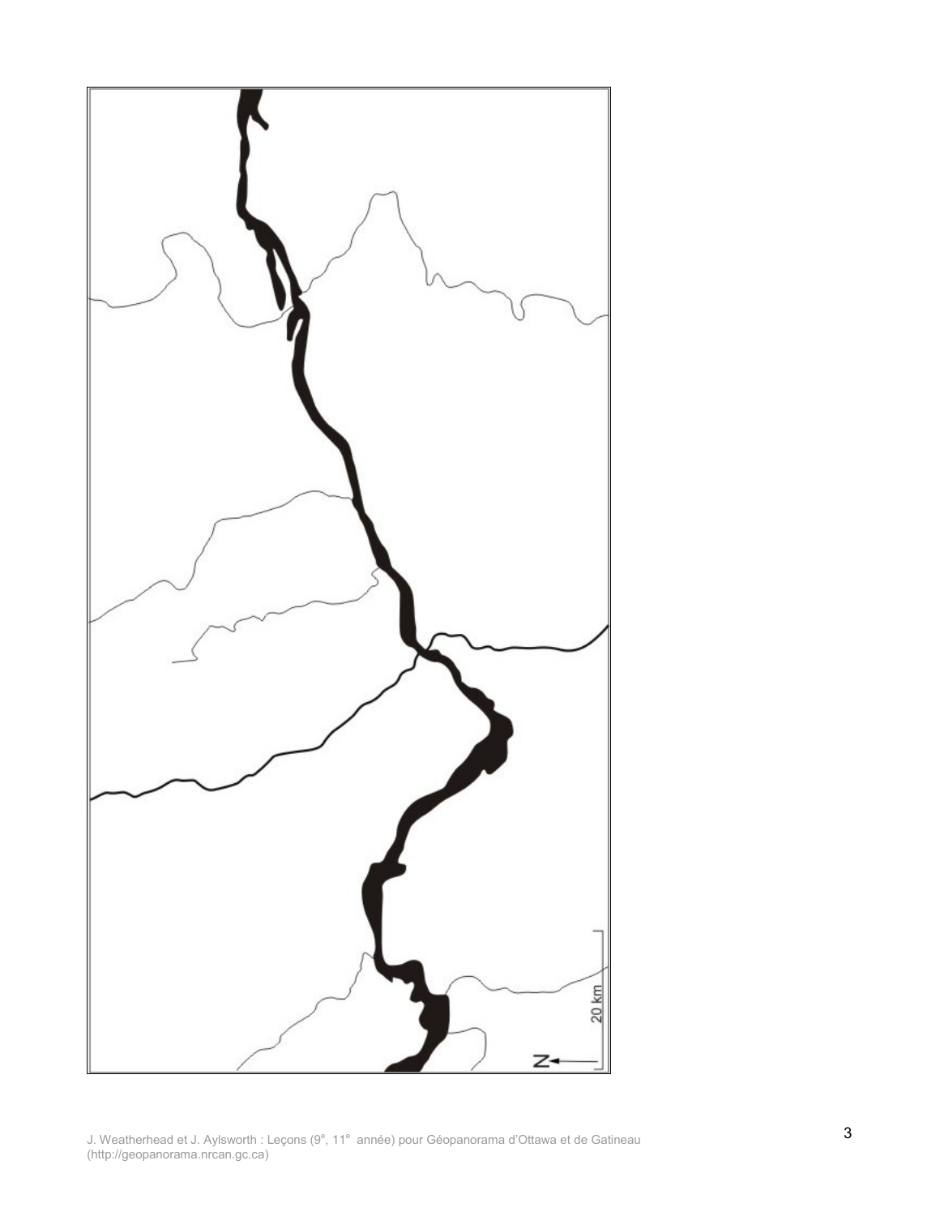20 km

N

J. Weatherhead et J. Aylsworth : Leçons (9e, 11e année) pour Géopanorama d'Ottawa et de Gatineau (http://geopanorama.nrcan.gc.ca)